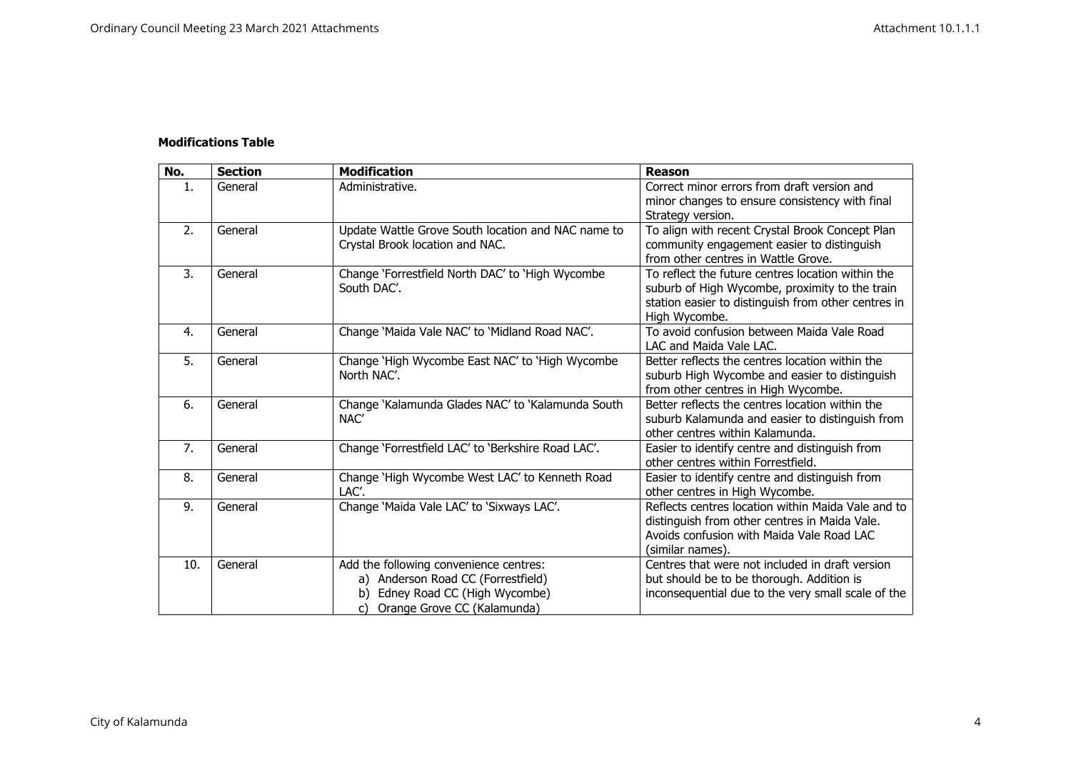**Modifications Table**

| No. | Section | Modification | Reason |
|---|---|---|---|
| 1. | General | Administrative. | Correct minor errors from draft version and minor changes to ensure consistency with final Strategy version. |
| 2. | General | Update Wattle Grove South location and NAC name to Crystal Brook location and NAC. | To align with recent Crystal Brook Concept Plan community engagement easier to distinguish from other centres in Wattle Grove. |
| 3. | General | Change 'Forrestfield North DAC' to 'High Wycombe South DAC'. | To reflect the future centres location within the suburb of High Wycombe, proximity to the train station easier to distinguish from other centres in High Wycombe. |
| 4. | General | Change 'Maida Vale NAC' to 'Midland Road NAC'. | To avoid confusion between Maida Vale Road LAC and Maida Vale LAC. |
| 5. | General | Change 'High Wycombe East NAC' to 'High Wycombe North NAC'. | Better reflects the centres location within the suburb High Wycombe and easier to distinguish from other centres in High Wycombe. |
| 6. | General | Change 'Kalamunda Glades NAC' to 'Kalamunda South NAC' | Better reflects the centres location within the suburb Kalamunda and easier to distinguish from other centres within Kalamunda. |
| 7. | General | Change 'Forrestfield LAC' to 'Berkshire Road LAC'. | Easier to identify centre and distinguish from other centres within Forrestfield. |
| 8. | General | Change 'High Wycombe West LAC' to Kenneth Road LAC'. | Easier to identify centre and distinguish from other centres in High Wycombe. |
| 9. | General | Change 'Maida Vale LAC' to 'Sixways LAC'. | Reflects centres location within Maida Vale and to distinguish from other centres in Maida Vale. Avoids confusion with Maida Vale Road LAC (similar names). |
| 10. | General | Add the following convenience centres:<br>a) Anderson Road CC (Forrestfield)<br>b) Edney Road CC (High Wycombe)<br>c) Orange Grove CC (Kalamunda) | Centres that were not included in draft version but should be to be thorough. Addition is inconsequential due to the very small scale of the |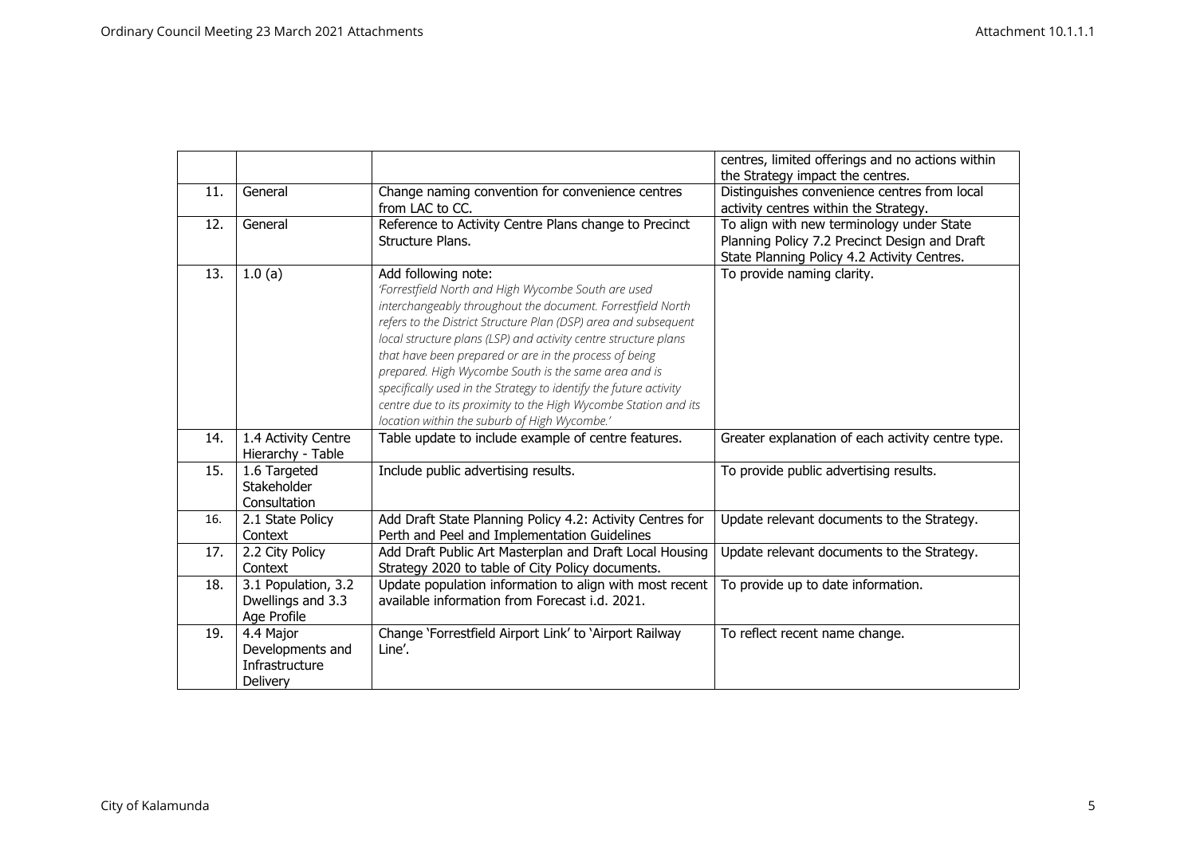| | | | |
|---|---|---|---|
| | | | centres, limited offerings and no actions within the Strategy impact the centres. |
| 11. | General | Change naming convention for convenience centres from LAC to CC. | Distinguishes convenience centres from local activity centres within the Strategy. |
| 12. | General | Reference to Activity Centre Plans change to Precinct Structure Plans. | To align with new terminology under State Planning Policy 7.2 Precinct Design and Draft State Planning Policy 4.2 Activity Centres. |
| 13. | 1.0 (a) | Add following note:<br>*'Forrestfield North and High Wycombe South are used interchangeably throughout the document. Forrestfield North refers to the District Structure Plan (DSP) area and subsequent local structure plans (LSP) and activity centre structure plans that have been prepared or are in the process of being prepared. High Wycombe South is the same area and is specifically used in the Strategy to identify the future activity centre due to its proximity to the High Wycombe Station and its location within the suburb of High Wycombe.'* | To provide naming clarity. |
| 14. | 1.4 Activity Centre Hierarchy - Table | Table update to include example of centre features. | Greater explanation of each activity centre type. |
| 15. | 1.6 Targeted Stakeholder Consultation | Include public advertising results. | To provide public advertising results. |
| 16. | 2.1 State Policy Context | Add Draft State Planning Policy 4.2: Activity Centres for Perth and Peel and Implementation Guidelines | Update relevant documents to the Strategy. |
| 17. | 2.2 City Policy Context | Add Draft Public Art Masterplan and Draft Local Housing Strategy 2020 to table of City Policy documents. | Update relevant documents to the Strategy. |
| 18. | 3.1 Population, 3.2 Dwellings and 3.3 Age Profile | Update population information to align with most recent available information from Forecast i.d. 2021. | To provide up to date information. |
| 19. | 4.4 Major Developments and Infrastructure Delivery | Change 'Forrestfield Airport Link' to 'Airport Railway Line'. | To reflect recent name change. |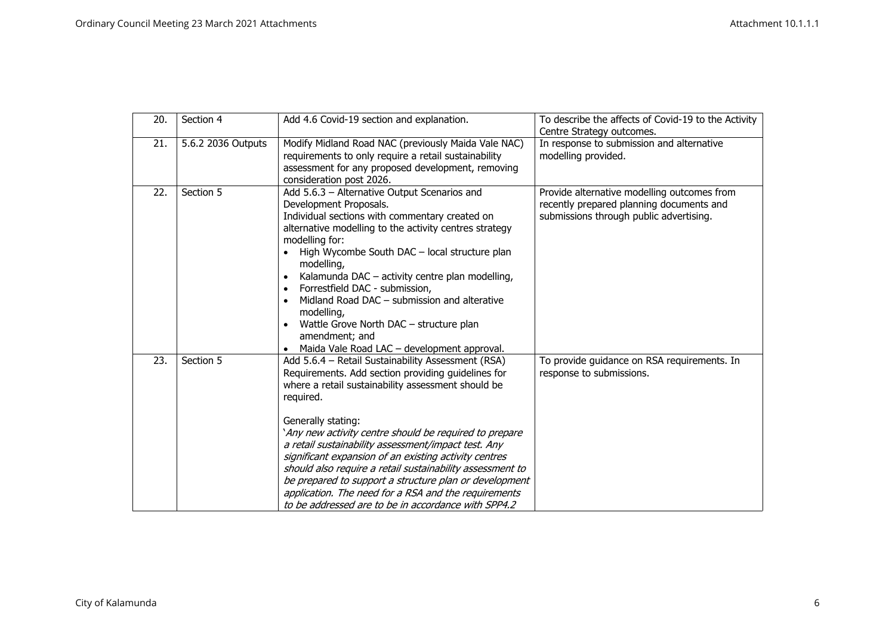| 20. | Section 4 | Add 4.6 Covid-19 section and explanation. | To describe the affects of Covid-19 to the Activity Centre Strategy outcomes. |
|---|---|---|---|
| 21. | 5.6.2 2036 Outputs | Modify Midland Road NAC (previously Maida Vale NAC) requirements to only require a retail sustainability assessment for any proposed development, removing consideration post 2026. | In response to submission and alternative modelling provided. |
| 22. | Section 5 | Add 5.6.3 – Alternative Output Scenarios and Development Proposals.<br>Individual sections with commentary created on alternative modelling to the activity centres strategy modelling for:<br>• High Wycombe South DAC – local structure plan modelling,<br>• Kalamunda DAC – activity centre plan modelling,<br>• Forrestfield DAC - submission,<br>• Midland Road DAC – submission and alterative modelling,<br>• Wattle Grove North DAC – structure plan amendment; and<br>• Maida Vale Road LAC – development approval. | Provide alternative modelling outcomes from recently prepared planning documents and submissions through public advertising. |
| 23. | Section 5 | Add 5.6.4 – Retail Sustainability Assessment (RSA) Requirements. Add section providing guidelines for where a retail sustainability assessment should be required.<br><br>Generally stating:<br>*'Any new activity centre should be required to prepare a retail sustainability assessment/impact test. Any significant expansion of an existing activity centres should also require a retail sustainability assessment to be prepared to support a structure plan or development application. The need for a RSA and the requirements to be addressed are to be in accordance with SPP4.2* | To provide guidance on RSA requirements. In response to submissions. |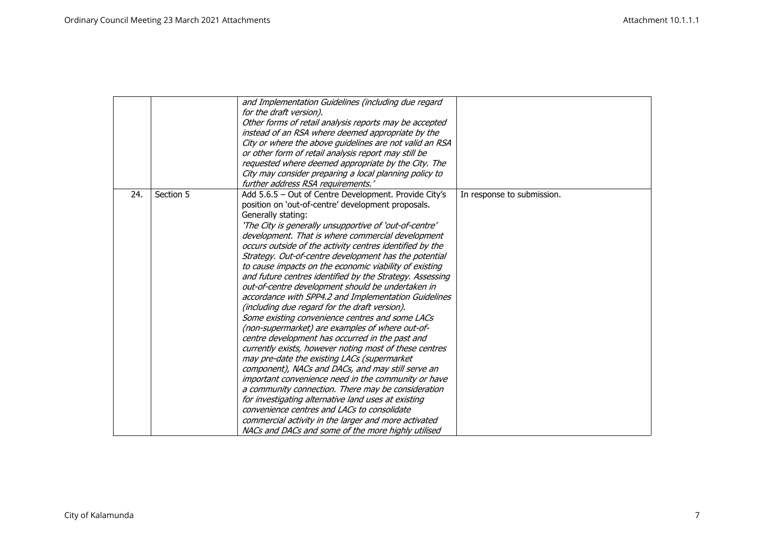| | | | |
|---|---|---|---|
| | | *and Implementation Guidelines (including due regard for the draft version).* *Other forms of retail analysis reports may be accepted instead of an RSA where deemed appropriate by the City or where the above guidelines are not valid an RSA or other form of retail analysis report may still be requested where deemed appropriate by the City. The City may consider preparing a local planning policy to further address RSA requirements.'* | |
| 24. | Section 5 | Add 5.6.5 – Out of Centre Development. Provide City's position on 'out-of-centre' development proposals. Generally stating: *'The City is generally unsupportive of 'out-of-centre' development. That is where commercial development occurs outside of the activity centres identified by the Strategy. Out-of-centre development has the potential to cause impacts on the economic viability of existing and future centres identified by the Strategy. Assessing out-of-centre development should be undertaken in accordance with SPP4.2 and Implementation Guidelines (including due regard for the draft version).* *Some existing convenience centres and some LACs (non-supermarket) are examples of where out-of-centre development has occurred in the past and currently exists, however noting most of these centres may pre-date the existing LACs (supermarket component), NACs and DACs, and may still serve an important convenience need in the community or have a community connection. There may be consideration for investigating alternative land uses at existing convenience centres and LACs to consolidate commercial activity in the larger and more activated NACs and DACs and some of the more highly utilised* | In response to submission. |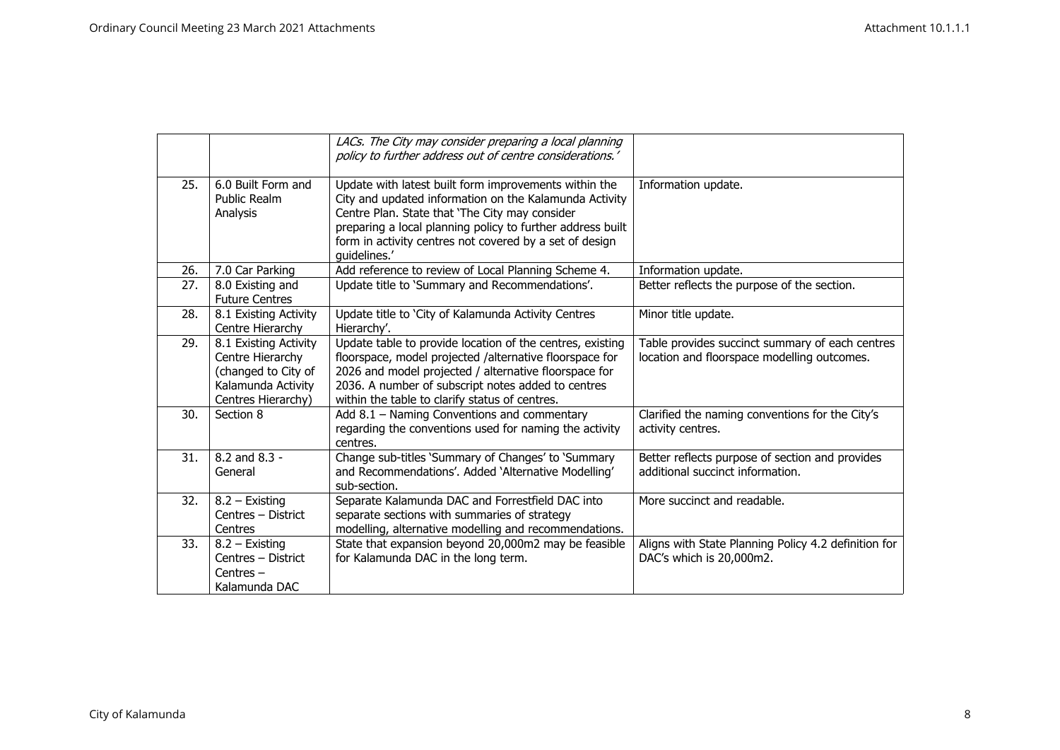| | | *LACs. The City may consider preparing a local planning policy to further address out of centre considerations.'* | |
|---|---|---|---|
| 25. | 6.0 Built Form and Public Realm Analysis | Update with latest built form improvements within the City and updated information on the Kalamunda Activity Centre Plan. State that 'The City may consider preparing a local planning policy to further address built form in activity centres not covered by a set of design guidelines.' | Information update. |
| 26. | 7.0 Car Parking | Add reference to review of Local Planning Scheme 4. | Information update. |
| 27. | 8.0 Existing and Future Centres | Update title to 'Summary and Recommendations'. | Better reflects the purpose of the section. |
| 28. | 8.1 Existing Activity Centre Hierarchy | Update title to 'City of Kalamunda Activity Centres Hierarchy'. | Minor title update. |
| 29. | 8.1 Existing Activity Centre Hierarchy (changed to City of Kalamunda Activity Centres Hierarchy) | Update table to provide location of the centres, existing floorspace, model projected /alternative floorspace for 2026 and model projected / alternative floorspace for 2036. A number of subscript notes added to centres within the table to clarify status of centres. | Table provides succinct summary of each centres location and floorspace modelling outcomes. |
| 30. | Section 8 | Add 8.1 – Naming Conventions and commentary regarding the conventions used for naming the activity centres. | Clarified the naming conventions for the City's activity centres. |
| 31. | 8.2 and 8.3 - General | Change sub-titles 'Summary of Changes' to 'Summary and Recommendations'. Added 'Alternative Modelling' sub-section. | Better reflects purpose of section and provides additional succinct information. |
| 32. | 8.2 – Existing Centres – District Centres | Separate Kalamunda DAC and Forrestfield DAC into separate sections with summaries of strategy modelling, alternative modelling and recommendations. | More succinct and readable. |
| 33. | 8.2 – Existing Centres – District Centres – Kalamunda DAC | State that expansion beyond 20,000m2 may be feasible for Kalamunda DAC in the long term. | Aligns with State Planning Policy 4.2 definition for DAC's which is 20,000m2. |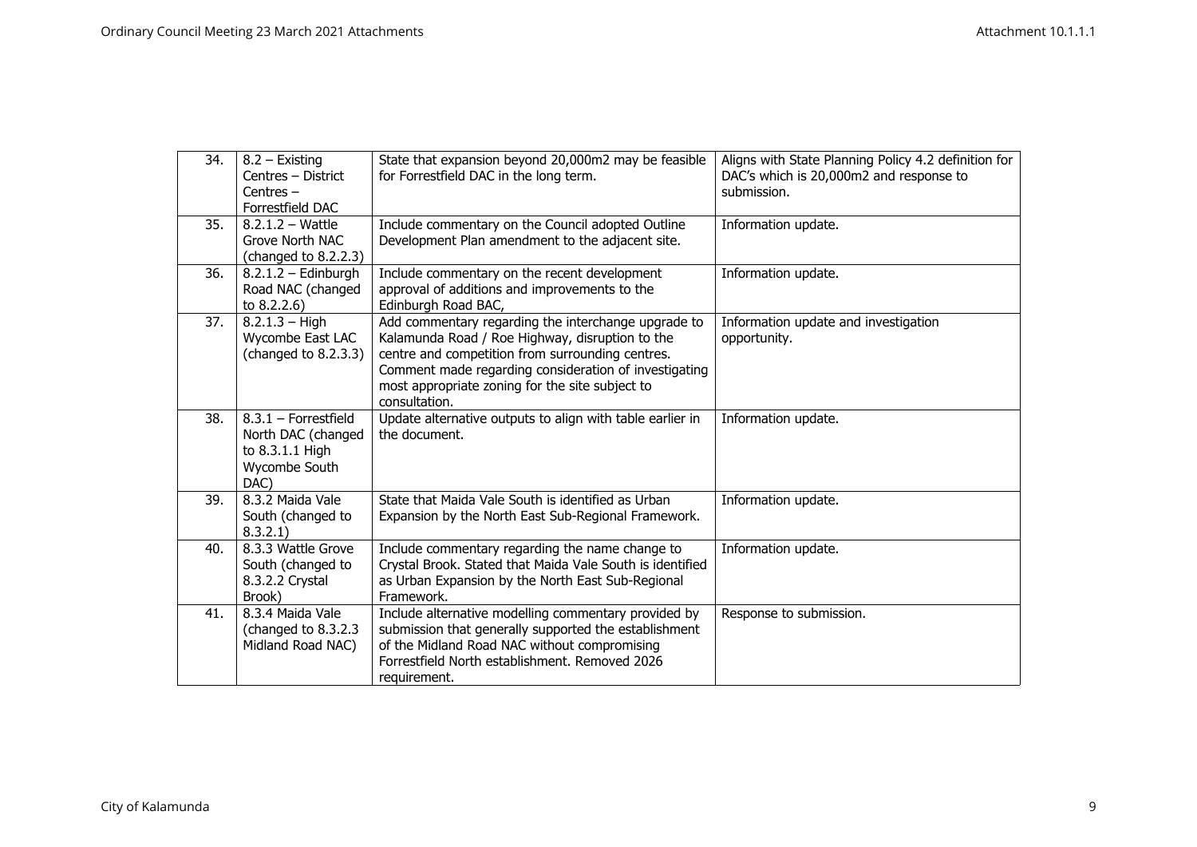| 34. | 8.2 – Existing Centres – District Centres – Forrestfield DAC | State that expansion beyond 20,000m2 may be feasible for Forrestfield DAC in the long term. | Aligns with State Planning Policy 4.2 definition for DAC's which is 20,000m2 and response to submission. |
|---|---|---|---|
| 35. | 8.2.1.2 – Wattle Grove North NAC (changed to 8.2.2.3) | Include commentary on the Council adopted Outline Development Plan amendment to the adjacent site. | Information update. |
| 36. | 8.2.1.2 – Edinburgh Road NAC (changed to 8.2.2.6) | Include commentary on the recent development approval of additions and improvements to the Edinburgh Road BAC, | Information update. |
| 37. | 8.2.1.3 – High Wycombe East LAC (changed to 8.2.3.3) | Add commentary regarding the interchange upgrade to Kalamunda Road / Roe Highway, disruption to the centre and competition from surrounding centres. Comment made regarding consideration of investigating most appropriate zoning for the site subject to consultation. | Information update and investigation opportunity. |
| 38. | 8.3.1 – Forrestfield North DAC (changed to 8.3.1.1 High Wycombe South DAC) | Update alternative outputs to align with table earlier in the document. | Information update. |
| 39. | 8.3.2 Maida Vale South (changed to 8.3.2.1) | State that Maida Vale South is identified as Urban Expansion by the North East Sub-Regional Framework. | Information update. |
| 40. | 8.3.3 Wattle Grove South (changed to 8.3.2.2 Crystal Brook) | Include commentary regarding the name change to Crystal Brook. Stated that Maida Vale South is identified as Urban Expansion by the North East Sub-Regional Framework. | Information update. |
| 41. | 8.3.4 Maida Vale (changed to 8.3.2.3 Midland Road NAC) | Include alternative modelling commentary provided by submission that generally supported the establishment of the Midland Road NAC without compromising Forrestfield North establishment. Removed 2026 requirement. | Response to submission. |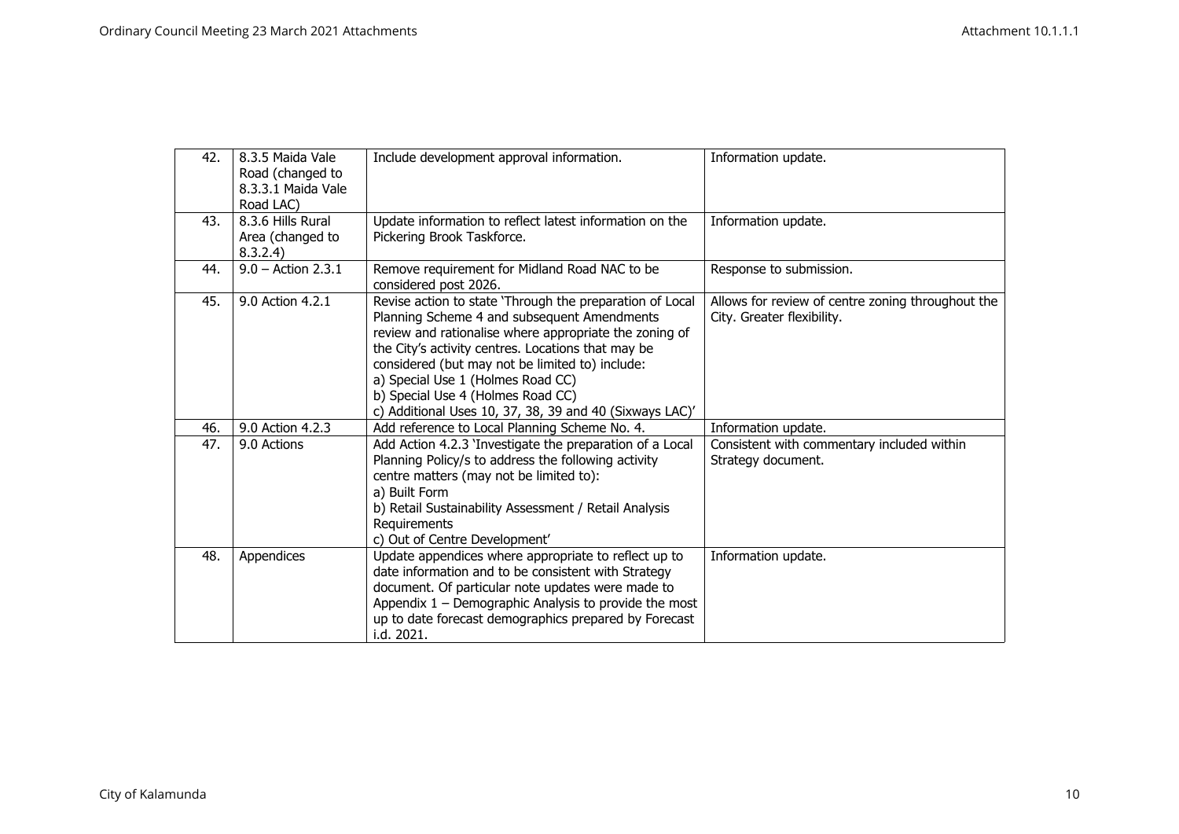| | | | |
|---|---|---|---|
| 42. | 8.3.5 Maida Vale Road (changed to 8.3.3.1 Maida Vale Road LAC) | Include development approval information. | Information update. |
| 43. | 8.3.6 Hills Rural Area (changed to 8.3.2.4) | Update information to reflect latest information on the Pickering Brook Taskforce. | Information update. |
| 44. | 9.0 – Action 2.3.1 | Remove requirement for Midland Road NAC to be considered post 2026. | Response to submission. |
| 45. | 9.0 Action 4.2.1 | Revise action to state 'Through the preparation of Local Planning Scheme 4 and subsequent Amendments review and rationalise where appropriate the zoning of the City's activity centres. Locations that may be considered (but may not be limited to) include:<br>a) Special Use 1 (Holmes Road CC)<br>b) Special Use 4 (Holmes Road CC)<br>c) Additional Uses 10, 37, 38, 39 and 40 (Sixways LAC)' | Allows for review of centre zoning throughout the City. Greater flexibility. |
| 46. | 9.0 Action 4.2.3 | Add reference to Local Planning Scheme No. 4. | Information update. |
| 47. | 9.0 Actions | Add Action 4.2.3 'Investigate the preparation of a Local Planning Policy/s to address the following activity centre matters (may not be limited to):<br>a) Built Form<br>b) Retail Sustainability Assessment / Retail Analysis Requirements<br>c) Out of Centre Development' | Consistent with commentary included within Strategy document. |
| 48. | Appendices | Update appendices where appropriate to reflect up to date information and to be consistent with Strategy document. Of particular note updates were made to Appendix 1 – Demographic Analysis to provide the most up to date forecast demographics prepared by Forecast i.d. 2021. | Information update. |